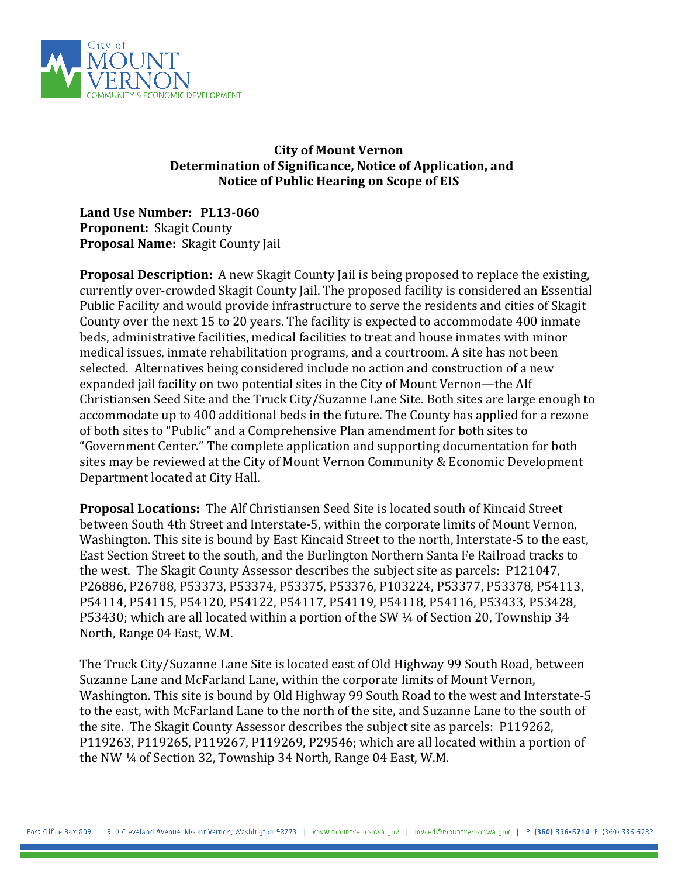## City of Mount Vernon
## Determination of Significance, Notice of Application, and Notice of Public Hearing on Scope of EIS

**Land Use Number: PL13-060**
**Proponent:** Skagit County
**Proposal Name:** Skagit County Jail

**Proposal Description:** A new Skagit County Jail is being proposed to replace the existing, currently over-crowded Skagit County Jail. The proposed facility is considered an Essential Public Facility and would provide infrastructure to serve the residents and cities of Skagit County over the next 15 to 20 years. The facility is expected to accommodate 400 inmate beds, administrative facilities, medical facilities to treat and house inmates with minor medical issues, inmate rehabilitation programs, and a courtroom. A site has not been selected. Alternatives being considered include no action and construction of a new expanded jail facility on two potential sites in the City of Mount Vernon—the Alf Christiansen Seed Site and the Truck City/Suzanne Lane Site. Both sites are large enough to accommodate up to 400 additional beds in the future. The County has applied for a rezone of both sites to "Public" and a Comprehensive Plan amendment for both sites to "Government Center." The complete application and supporting documentation for both sites may be reviewed at the City of Mount Vernon Community & Economic Development Department located at City Hall.

**Proposal Locations:** The Alf Christiansen Seed Site is located south of Kincaid Street between South 4th Street and Interstate-5, within the corporate limits of Mount Vernon, Washington. This site is bound by East Kincaid Street to the north, Interstate-5 to the east, East Section Street to the south, and the Burlington Northern Santa Fe Railroad tracks to the west. The Skagit County Assessor describes the subject site as parcels: P121047, P26886, P26788, P53373, P53374, P53375, P53376, P103224, P53377, P53378, P54113, P54114, P54115, P54120, P54122, P54117, P54119, P54118, P54116, P53433, P53428, P53430; which are all located within a portion of the SW ¼ of Section 20, Township 34 North, Range 04 East, W.M.

The Truck City/Suzanne Lane Site is located east of Old Highway 99 South Road, between Suzanne Lane and McFarland Lane, within the corporate limits of Mount Vernon, Washington. This site is bound by Old Highway 99 South Road to the west and Interstate-5 to the east, with McFarland Lane to the north of the site, and Suzanne Lane to the south of the site. The Skagit County Assessor describes the subject site as parcels: P119262, P119263, P119265, P119267, P119269, P29546; which are all located within a portion of the NW ¼ of Section 32, Township 34 North, Range 04 East, W.M.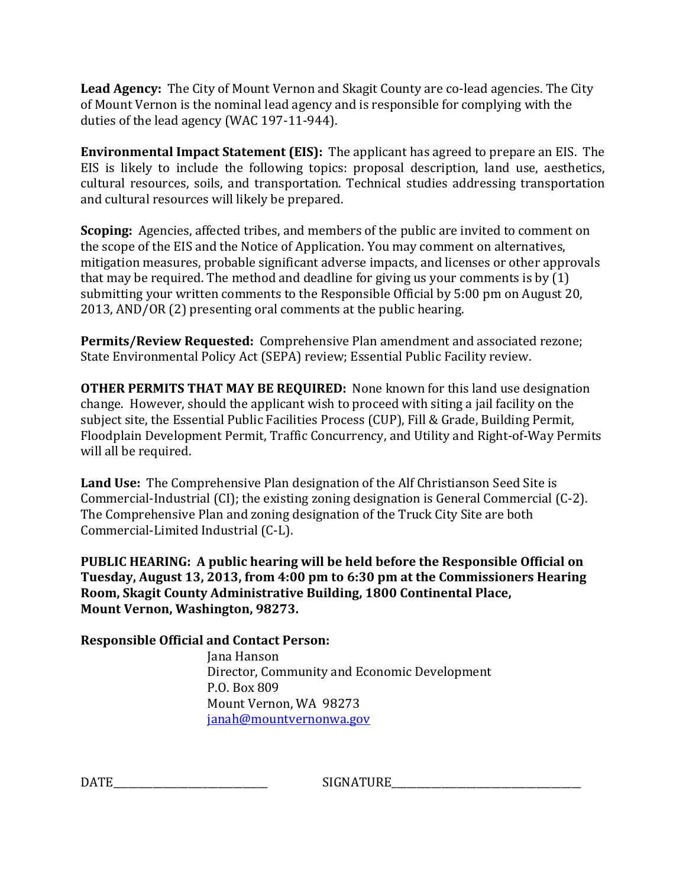**Lead Agency:** The City of Mount Vernon and Skagit County are co-lead agencies. The City of Mount Vernon is the nominal lead agency and is responsible for complying with the duties of the lead agency (WAC 197-11-944).

**Environmental Impact Statement (EIS):** The applicant has agreed to prepare an EIS. The EIS is likely to include the following topics: proposal description, land use, aesthetics, cultural resources, soils, and transportation. Technical studies addressing transportation and cultural resources will likely be prepared.

**Scoping:** Agencies, affected tribes, and members of the public are invited to comment on the scope of the EIS and the Notice of Application. You may comment on alternatives, mitigation measures, probable significant adverse impacts, and licenses or other approvals that may be required. The method and deadline for giving us your comments is by (1) submitting your written comments to the Responsible Official by 5:00 pm on August 20, 2013, AND/OR (2) presenting oral comments at the public hearing.

**Permits/Review Requested:** Comprehensive Plan amendment and associated rezone; State Environmental Policy Act (SEPA) review; Essential Public Facility review.

**OTHER PERMITS THAT MAY BE REQUIRED:** None known for this land use designation change. However, should the applicant wish to proceed with siting a jail facility on the subject site, the Essential Public Facilities Process (CUP), Fill & Grade, Building Permit, Floodplain Development Permit, Traffic Concurrency, and Utility and Right-of-Way Permits will all be required.

**Land Use:** The Comprehensive Plan designation of the Alf Christianson Seed Site is Commercial-Industrial (CI); the existing zoning designation is General Commercial (C-2). The Comprehensive Plan and zoning designation of the Truck City Site are both Commercial-Limited Industrial (C-L).

**PUBLIC HEARING: A public hearing will be held before the Responsible Official on Tuesday, August 13, 2013, from 4:00 pm to 6:30 pm at the Commissioners Hearing Room, Skagit County Administrative Building, 1800 Continental Place, Mount Vernon, Washington, 98273.**

**Responsible Official and Contact Person:**

Jana Hanson
Director, Community and Economic Development
P.O. Box 809
Mount Vernon, WA 98273
janah@mountvernonwa.gov

DATE_______________________ SIGNATURE_____________________________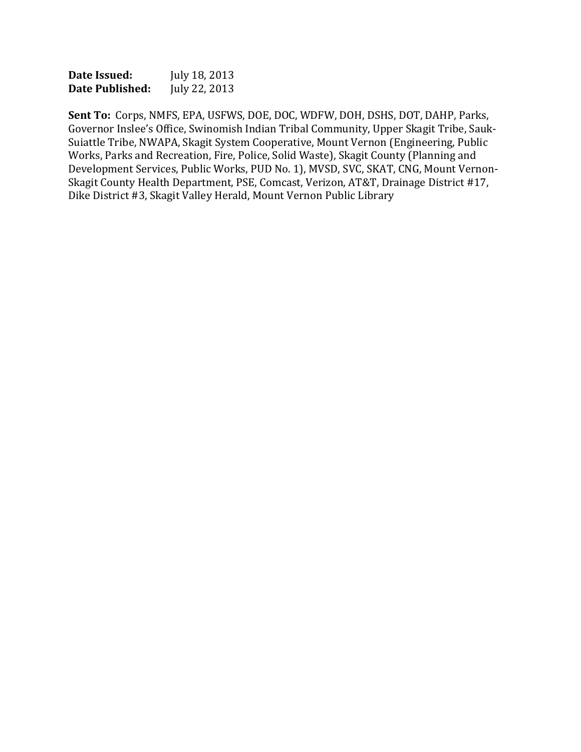**Date Issued:** July 18, 2013
**Date Published:** July 22, 2013

**Sent To:** Corps, NMFS, EPA, USFWS, DOE, DOC, WDFW, DOH, DSHS, DOT, DAHP, Parks, Governor Inslee's Office, Swinomish Indian Tribal Community, Upper Skagit Tribe, Sauk-Suiattle Tribe, NWAPA, Skagit System Cooperative, Mount Vernon (Engineering, Public Works, Parks and Recreation, Fire, Police, Solid Waste), Skagit County (Planning and Development Services, Public Works, PUD No. 1), MVSD, SVC, SKAT, CNG, Mount Vernon-Skagit County Health Department, PSE, Comcast, Verizon, AT&T, Drainage District #17, Dike District #3, Skagit Valley Herald, Mount Vernon Public Library